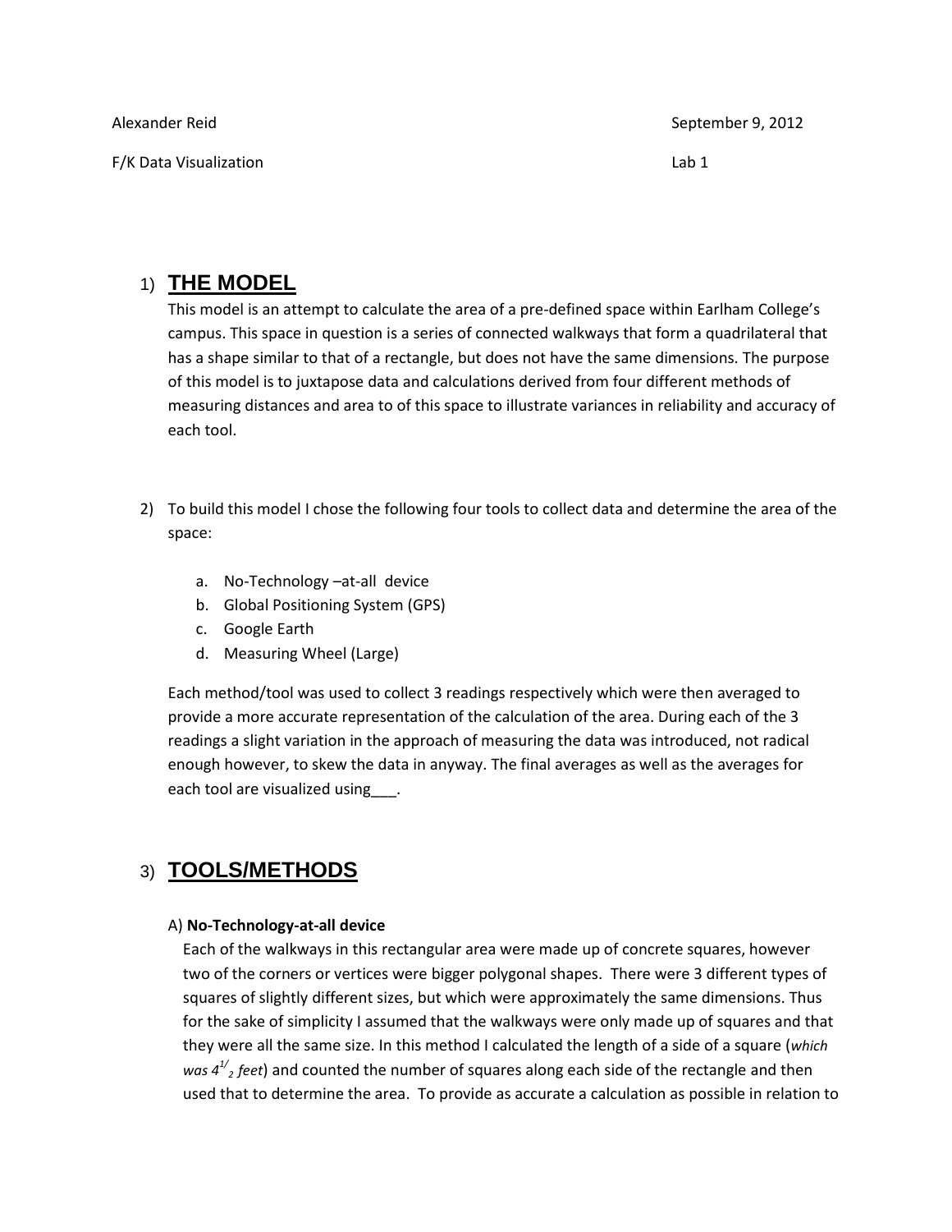Alexander Reid September 9, 2012

F/K Data Visualization Lab 1

## 1) THE MODEL

This model is an attempt to calculate the area of a pre-defined space within Earlham College's campus. This space in question is a series of connected walkways that form a quadrilateral that has a shape similar to that of a rectangle, but does not have the same dimensions. The purpose of this model is to juxtapose data and calculations derived from four different methods of measuring distances and area to of this space to illustrate variances in reliability and accuracy of each tool.

2) To build this model I chose the following four tools to collect data and determine the area of the space:

a. No-Technology –at-all device
b. Global Positioning System (GPS)
c. Google Earth
d. Measuring Wheel (Large)

Each method/tool was used to collect 3 readings respectively which were then averaged to provide a more accurate representation of the calculation of the area. During each of the 3 readings a slight variation in the approach of measuring the data was introduced, not radical enough however, to skew the data in anyway. The final averages as well as the averages for each tool are visualized using___.

## 3) TOOLS/METHODS

### A) No-Technology-at-all device

Each of the walkways in this rectangular area were made up of concrete squares, however two of the corners or vertices were bigger polygonal shapes. There were 3 different types of squares of slightly different sizes, but which were approximately the same dimensions. Thus for the sake of simplicity I assumed that the walkways were only made up of squares and that they were all the same size. In this method I calculated the length of a side of a square (*which was $4^{1/}{}_{2}$ feet*) and counted the number of squares along each side of the rectangle and then used that to determine the area. To provide as accurate a calculation as possible in relation to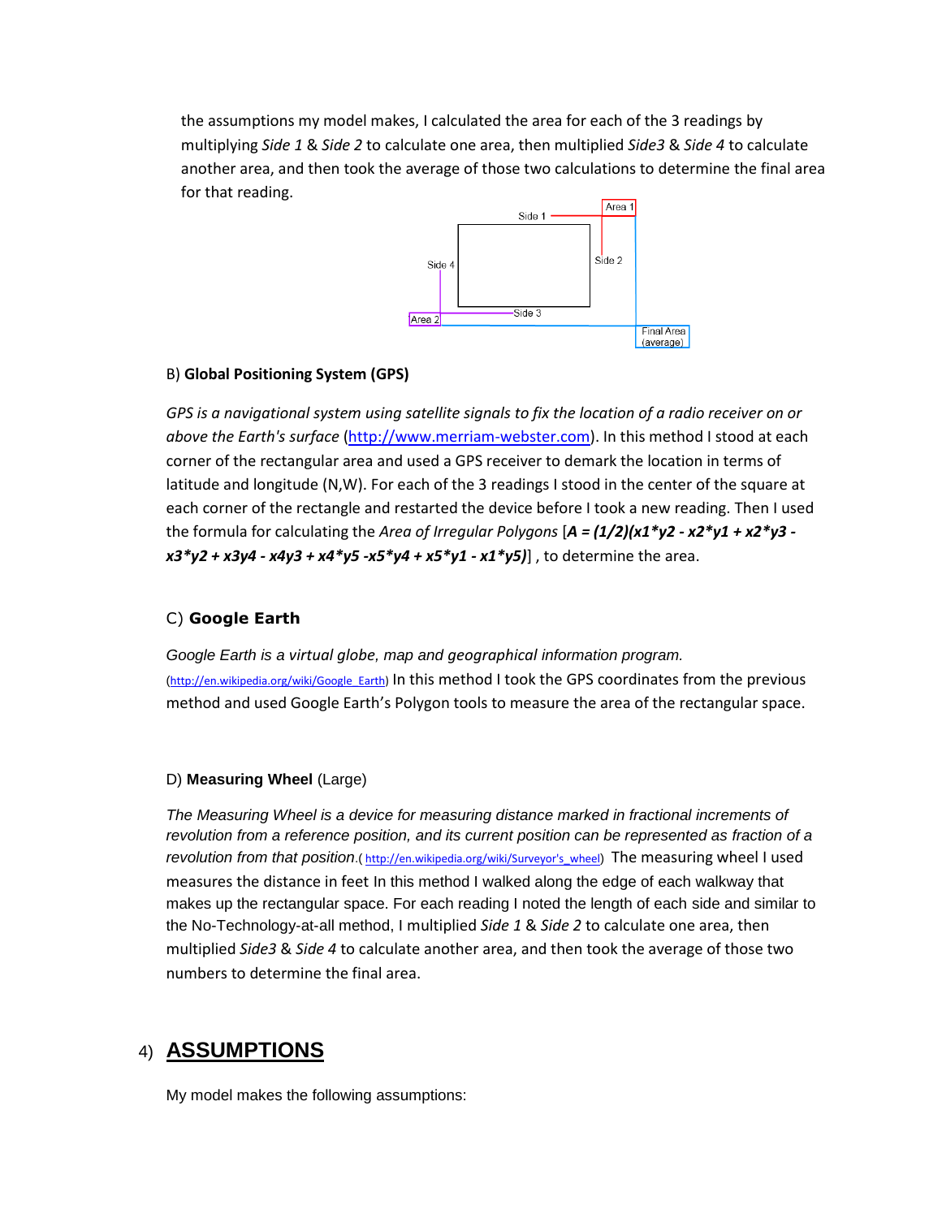the assumptions my model makes, I calculated the area for each of the 3 readings by multiplying *Side 1* & *Side 2* to calculate one area, then multiplied *Side3* & *Side 4* to calculate another area, and then took the average of those two calculations to determine the final area for that reading.

B) **Global Positioning System (GPS)**

*GPS is a navigational system using satellite signals to fix the location of a radio receiver on or above the Earth's surface* (http://www.merriam-webster.com). In this method I stood at each corner of the rectangular area and used a GPS receiver to demark the location in terms of latitude and longitude (N,W). For each of the 3 readings I stood in the center of the square at each corner of the rectangle and restarted the device before I took a new reading. Then I used the formula for calculating the *Area of Irregular Polygons* [$A = (1/2)(x1*y2 - x2*y1 + x2*y3 - x3*y2 + x3y4 - x4y3 + x4*y5 - x5*y4 + x5*y1 - x1*y5)$] , to determine the area.

C) **Google Earth**

*Google Earth is a virtual globe, map and geographical information program.* (http://en.wikipedia.org/wiki/Google_Earth) In this method I took the GPS coordinates from the previous method and used Google Earth's Polygon tools to measure the area of the rectangular space.

D) **Measuring Wheel** (Large)

*The Measuring Wheel is a device for measuring distance marked in fractional increments of revolution from a reference position, and its current position can be represented as fraction of a revolution from that position*.( http://en.wikipedia.org/wiki/Surveyor's_wheel) The measuring wheel I used measures the distance in feet In this method I walked along the edge of each walkway that makes up the rectangular space. For each reading I noted the length of each side and similar to the No-Technology-at-all method, I multiplied *Side 1* & *Side 2* to calculate one area, then multiplied *Side3* & *Side 4* to calculate another area, and then took the average of those two numbers to determine the final area.

## 4) ASSUMPTIONS

My model makes the following assumptions: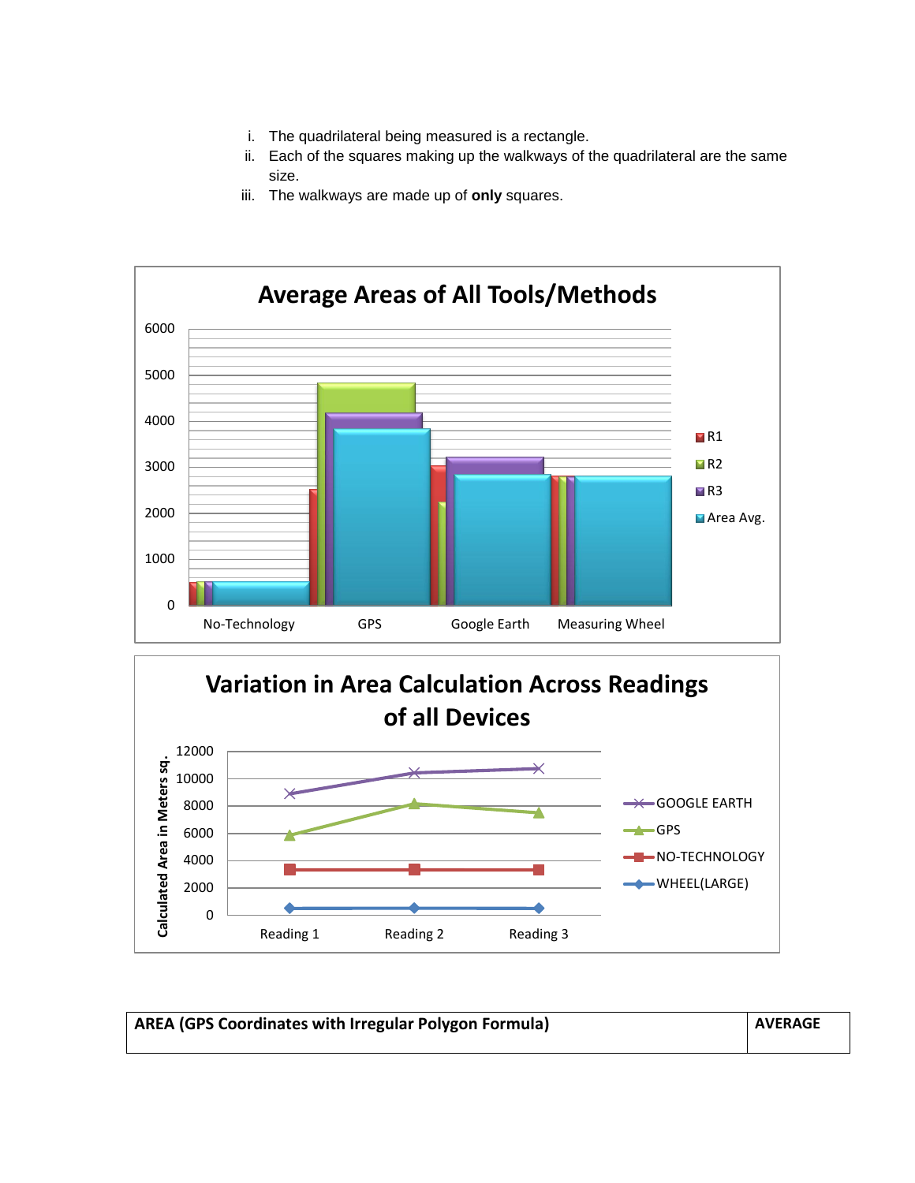i. The quadrilateral being measured is a rectangle.
ii. Each of the squares making up the walkways of the quadrilateral are the same size.
iii. The walkways are made up of **only** squares.

**Average Areas of All Tools/Methods**

**Variation in Area Calculation Across Readings of all Devices**

| **AREA (GPS Coordinates with Irregular Polygon Formula)** | **AVERAGE** |
|---|---|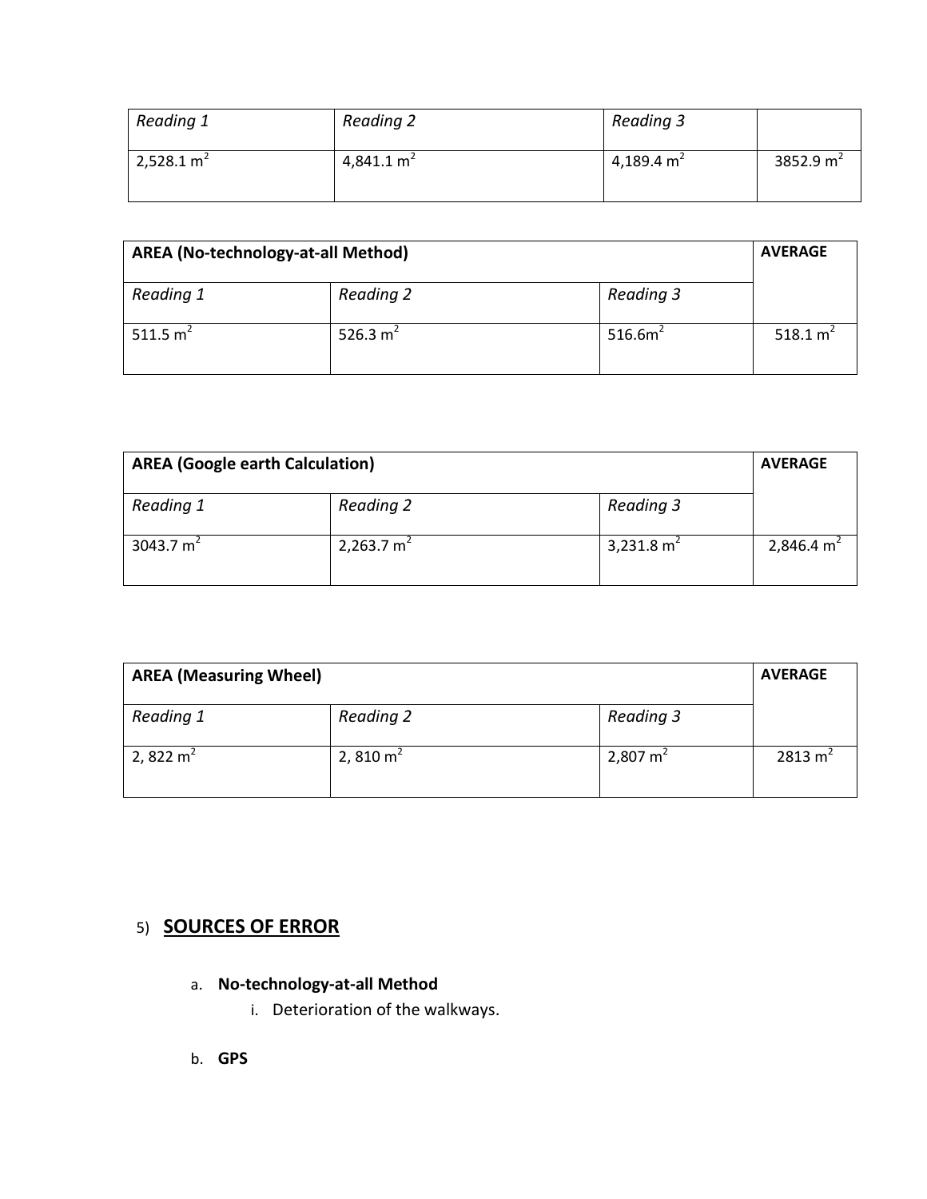| Reading 1 | Reading 2 | Reading 3 | |
|---|---|---|---|
| 2,528.1 $m^2$ | 4,841.1 $m^2$ | 4,189.4 $m^2$ | 3852.9 $m^2$ |

| **AREA (No-technology-at-all Method)** | | | **AVERAGE** |
|---|---|---|---|
| *Reading 1* | *Reading 2* | *Reading 3* | |
| 511.5 $m^2$ | 526.3 $m^2$ | 516.6$m^2$ | 518.1 $m^2$ |

| **AREA (Google earth Calculation)** | | | **AVERAGE** |
|---|---|---|---|
| *Reading 1* | *Reading 2* | *Reading 3* | |
| 3043.7 $m^2$ | 2,263.7 $m^2$ | 3,231.8 $m^2$ | 2,846.4 $m^2$ |

| **AREA (Measuring Wheel)** | | | **AVERAGE** |
|---|---|---|---|
| *Reading 1* | *Reading 2* | *Reading 3* | |
| 2, 822 $m^2$ | 2, 810 $m^2$ | 2,807 $m^2$ | 2813 $m^2$ |

## 5) **SOURCES OF ERROR**

a. **No-technology-at-all Method**
   i. Deterioration of the walkways.

b. **GPS**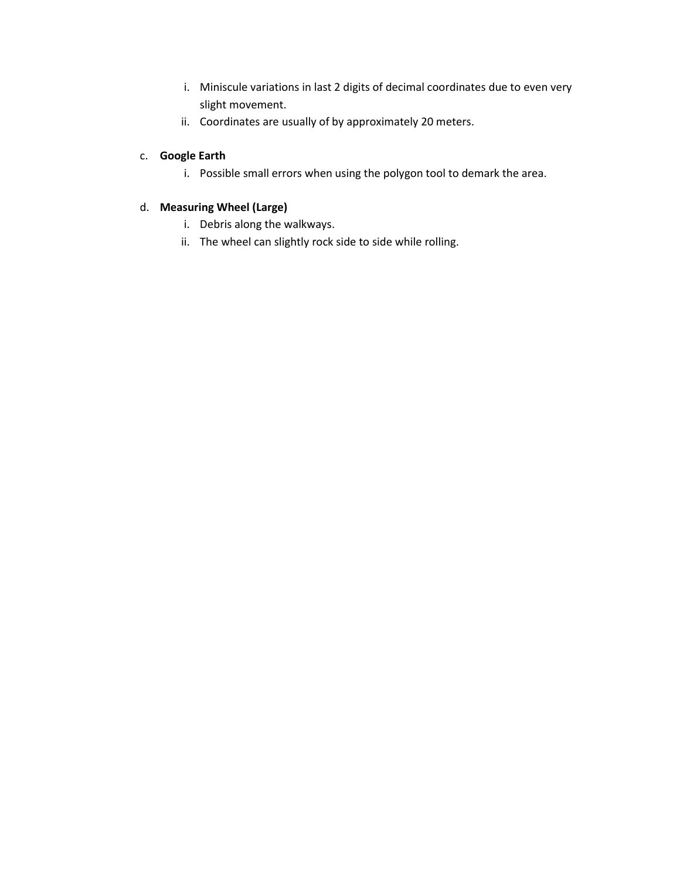i. Miniscule variations in last 2 digits of decimal coordinates due to even very slight movement.
   ii. Coordinates are usually of by approximately 20 meters.

c. **Google Earth**
   i. Possible small errors when using the polygon tool to demark the area.

d. **Measuring Wheel (Large)**
   i. Debris along the walkways.
   ii. The wheel can slightly rock side to side while rolling.